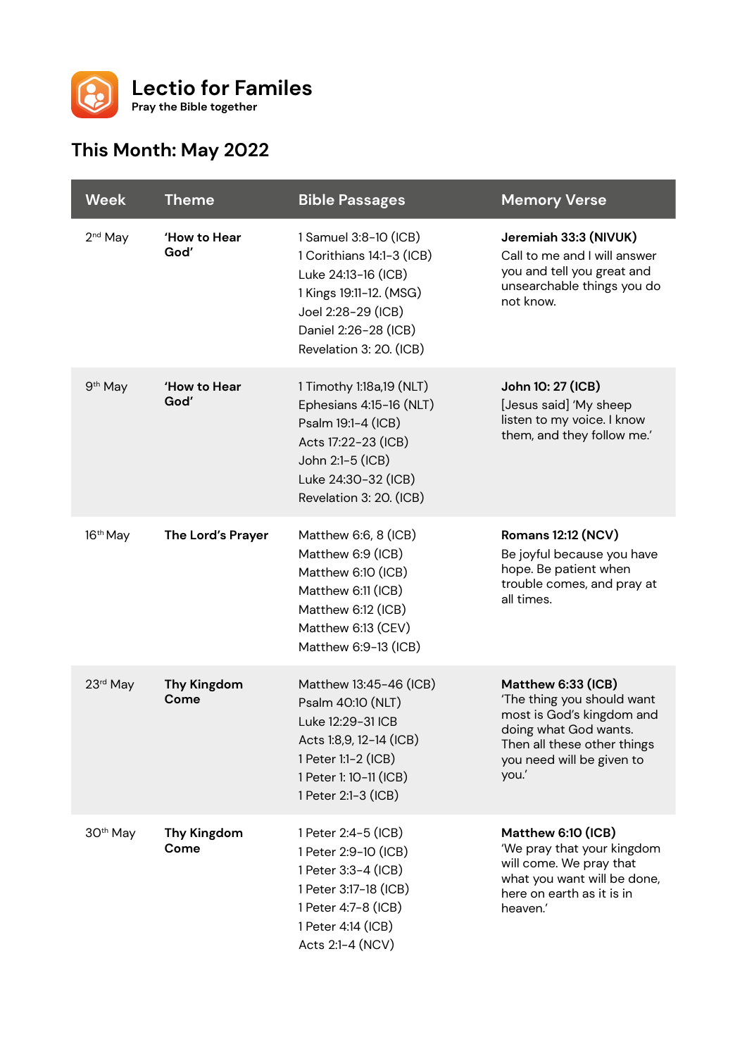# Lectio for Familes

**Pray the Bible together**

## This Month: May 2022

| Week | Theme | Bible Passages | Memory Verse |
|---|---|---|---|
| 2nd May | **'How to Hear God'** | 1 Samuel 3:8-10 (ICB)<br>1 Corithians 14:1-3 (ICB)<br>Luke 24:13-16 (ICB)<br>1 Kings 19:11-12. (MSG)<br>Joel 2:28-29 (ICB)<br>Daniel 2:26-28 (ICB)<br>Revelation 3: 20. (ICB) | **Jeremiah 33:3 (NIVUK)**<br>Call to me and I will answer you and tell you great and unsearchable things you do not know. |
| 9th May | **'How to Hear God'** | 1 Timothy 1:18a,19 (NLT)<br>Ephesians 4:15-16 (NLT)<br>Psalm 19:1-4 (ICB)<br>Acts 17:22-23 (ICB)<br>John 2:1-5 (ICB)<br>Luke 24:30-32 (ICB)<br>Revelation 3: 20. (ICB) | **John 10: 27 (ICB)**<br>[Jesus said] 'My sheep listen to my voice. I know them, and they follow me.' |
| 16th May | **The Lord's Prayer** | Matthew 6:6, 8 (ICB)<br>Matthew 6:9 (ICB)<br>Matthew 6:10 (ICB)<br>Matthew 6:11 (ICB)<br>Matthew 6:12 (ICB)<br>Matthew 6:13 (CEV)<br>Matthew 6:9-13 (ICB) | **Romans 12:12 (NCV)**<br>Be joyful because you have hope. Be patient when trouble comes, and pray at all times. |
| 23rd May | **Thy Kingdom Come** | Matthew 13:45-46 (ICB)<br>Psalm 40:10 (NLT)<br>Luke 12:29-31 ICB<br>Acts 1:8,9, 12-14 (ICB)<br>1 Peter 1:1-2 (ICB)<br>1 Peter 1: 10-11 (ICB)<br>1 Peter 2:1-3 (ICB) | **Matthew 6:33 (ICB)**<br>'The thing you should want most is God's kingdom and doing what God wants. Then all these other things you need will be given to you.' |
| 30th May | **Thy Kingdom Come** | 1 Peter 2:4-5 (ICB)<br>1 Peter 2:9-10 (ICB)<br>1 Peter 3:3-4 (ICB)<br>1 Peter 3:17-18 (ICB)<br>1 Peter 4:7-8 (ICB)<br>1 Peter 4:14 (ICB)<br>Acts 2:1-4 (NCV) | **Matthew 6:10 (ICB)**<br>'We pray that your kingdom will come. We pray that what you want will be done, here on earth as it is in heaven.' |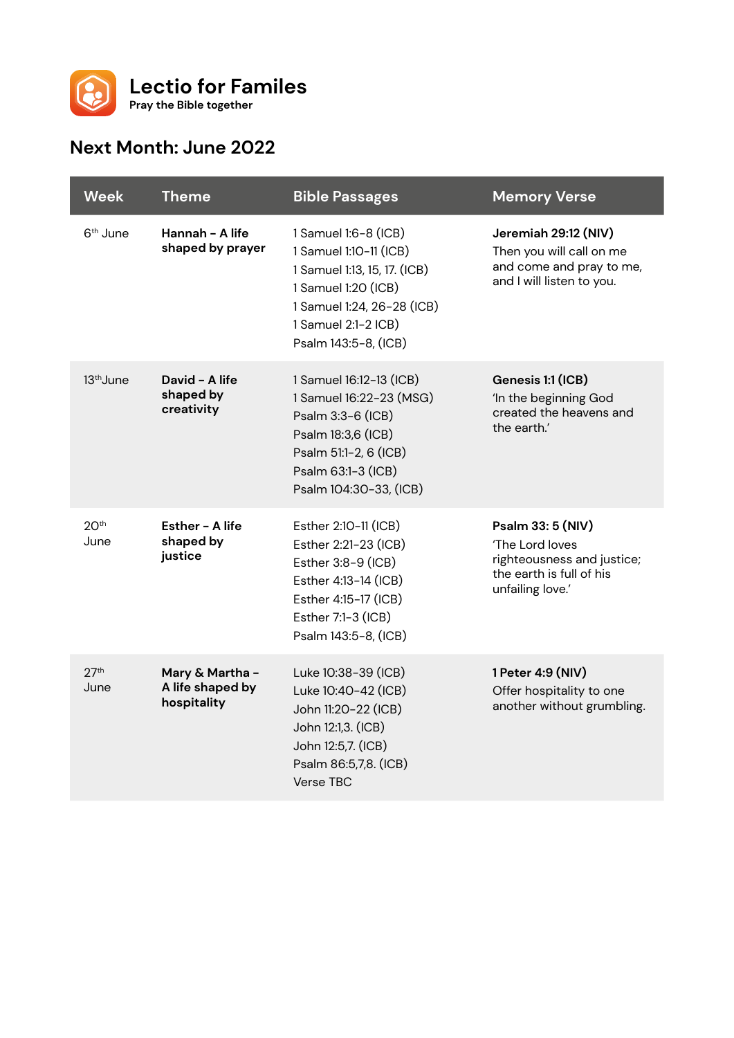# Lectio for Familes

**Pray the Bible together**

## Next Month: June 2022

| Week | Theme | Bible Passages | Memory Verse |
|---|---|---|---|
| 6th June | **Hannah - A life shaped by prayer** | 1 Samuel 1:6-8 (ICB)<br>1 Samuel 1:10-11 (ICB)<br>1 Samuel 1:13, 15, 17. (ICB)<br>1 Samuel 1:20 (ICB)<br>1 Samuel 1:24, 26-28 (ICB)<br>1 Samuel 2:1-2 ICB)<br>Psalm 143:5-8, (ICB) | **Jeremiah 29:12 (NIV)**<br>Then you will call on me and come and pray to me, and I will listen to you. |
| 13thJune | **David - A life shaped by creativity** | 1 Samuel 16:12-13 (ICB)<br>1 Samuel 16:22-23 (MSG)<br>Psalm 3:3-6 (ICB)<br>Psalm 18:3,6 (ICB)<br>Psalm 51:1-2, 6 (ICB)<br>Psalm 63:1-3 (ICB)<br>Psalm 104:30-33, (ICB) | **Genesis 1:1 (ICB)**<br>'In the beginning God created the heavens and the earth.' |
| 20th June | **Esther - A life shaped by justice** | Esther 2:10-11 (ICB)<br>Esther 2:21-23 (ICB)<br>Esther 3:8-9 (ICB)<br>Esther 4:13-14 (ICB)<br>Esther 4:15-17 (ICB)<br>Esther 7:1-3 (ICB)<br>Psalm 143:5-8, (ICB) | **Psalm 33: 5 (NIV)**<br>'The Lord loves righteousness and justice; the earth is full of his unfailing love.' |
| 27th June | **Mary & Martha - A life shaped by hospitality** | Luke 10:38-39 (ICB)<br>Luke 10:40-42 (ICB)<br>John 11:20-22 (ICB)<br>John 12:1,3. (ICB)<br>John 12:5,7. (ICB)<br>Psalm 86:5,7,8. (ICB)<br>Verse TBC | **1 Peter 4:9 (NIV)**<br>Offer hospitality to one another without grumbling. |